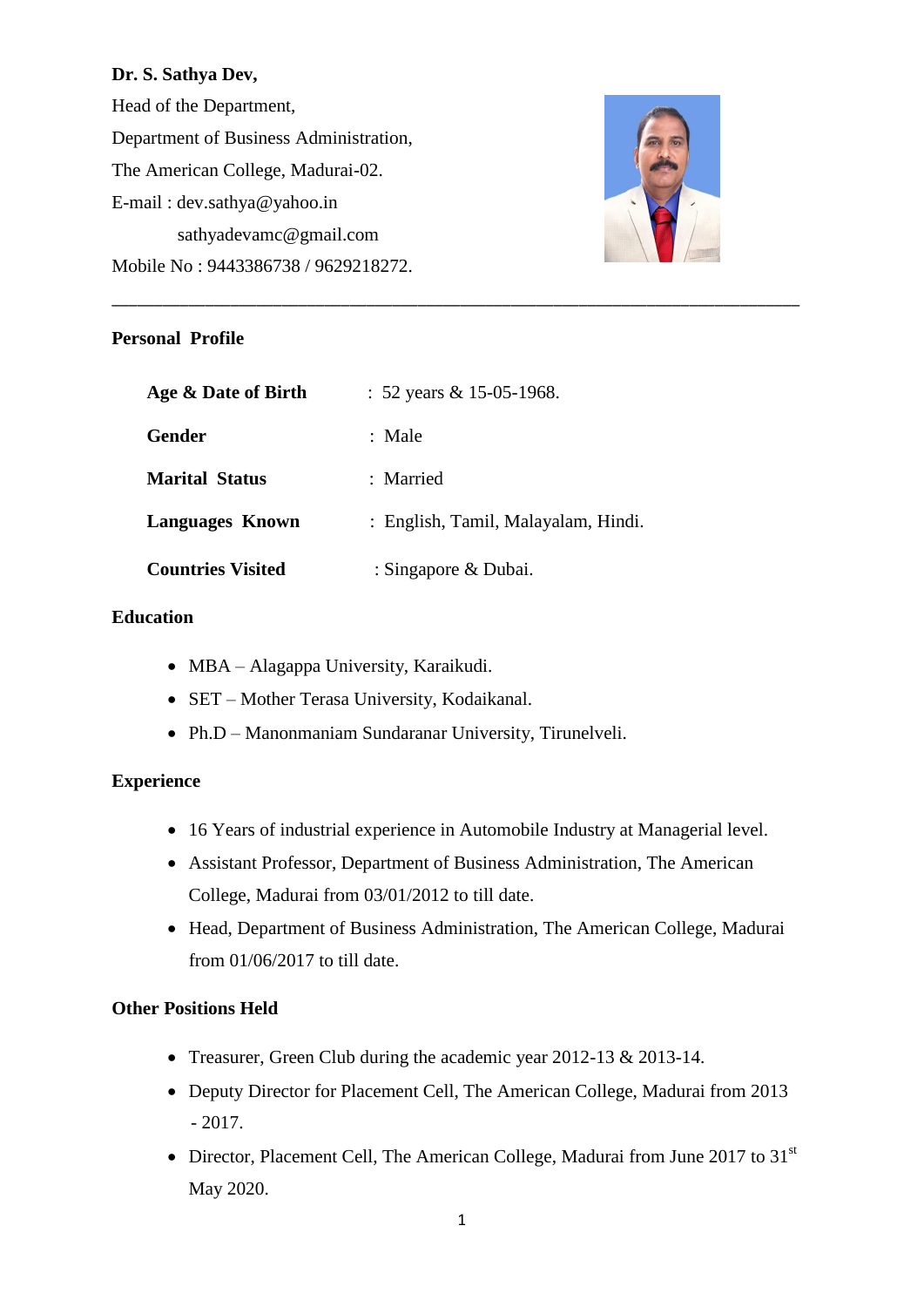**Dr. S. Sathya Dev,**

Head of the Department,

Department of Business Administration,

The American College, Madurai-02.

E-mail : dev.sathya@yahoo.in

sathyadevamc@gmail.com

Mobile No : 9443386738 / 9629218272.

---

**Personal Profile**

| | |
|---|---|
| **Age & Date of Birth** | : 52 years & 15-05-1968. |
| **Gender** | : Male |
| **Marital Status** | : Married |
| **Languages Known** | : English, Tamil, Malayalam, Hindi. |
| **Countries Visited** | : Singapore & Dubai. |

**Education**

- MBA – Alagappa University, Karaikudi.
- SET – Mother Terasa University, Kodaikanal.
- Ph.D – Manonmaniam Sundaranar University, Tirunelveli.

**Experience**

- 16 Years of industrial experience in Automobile Industry at Managerial level.
- Assistant Professor, Department of Business Administration, The American College, Madurai from 03/01/2012 to till date.
- Head, Department of Business Administration, The American College, Madurai from 01/06/2017 to till date.

**Other Positions Held**

- Treasurer, Green Club during the academic year 2012-13 & 2013-14.
- Deputy Director for Placement Cell, The American College, Madurai from 2013 - 2017.
- Director, Placement Cell, The American College, Madurai from June 2017 to 31st May 2020.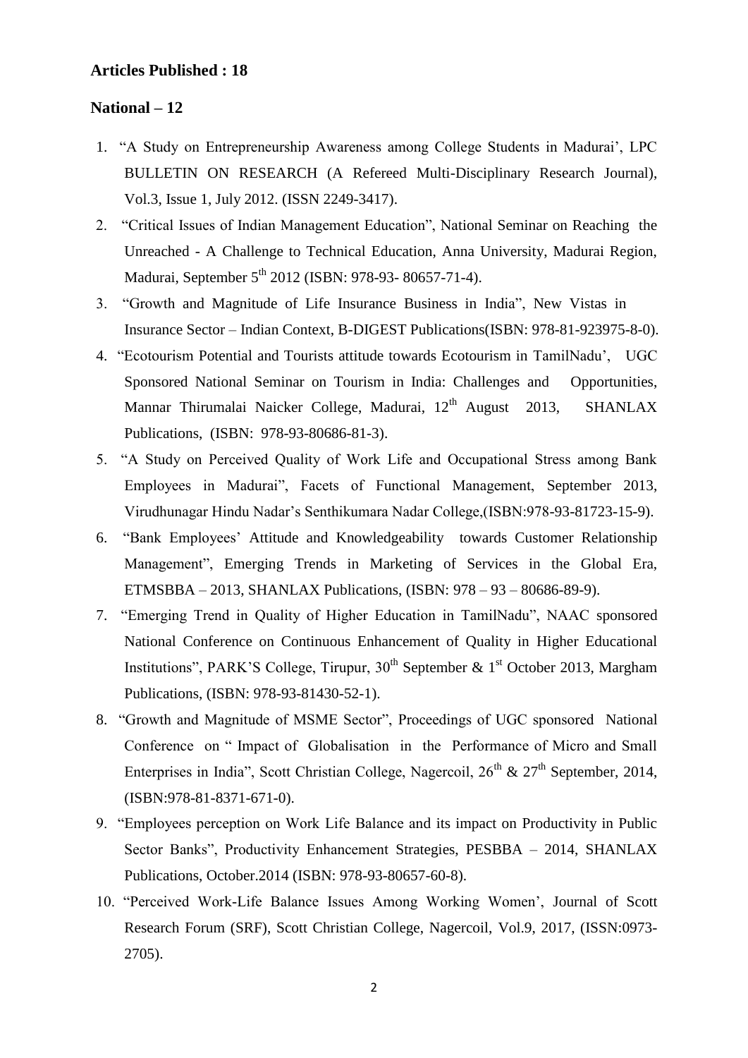### Articles Published : 18

### National – 12

1. "A Study on Entrepreneurship Awareness among College Students in Madurai', LPC BULLETIN ON RESEARCH (A Refereed Multi-Disciplinary Research Journal), Vol.3, Issue 1, July 2012. (ISSN 2249-3417).
2. "Critical Issues of Indian Management Education", National Seminar on Reaching the Unreached - A Challenge to Technical Education, Anna University, Madurai Region, Madurai, September 5th 2012 (ISBN: 978-93- 80657-71-4).
3. "Growth and Magnitude of Life Insurance Business in India", New Vistas in Insurance Sector – Indian Context, B-DIGEST Publications(ISBN: 978-81-923975-8-0).
4. "Ecotourism Potential and Tourists attitude towards Ecotourism in TamilNadu', UGC Sponsored National Seminar on Tourism in India: Challenges and Opportunities, Mannar Thirumalai Naicker College, Madurai, 12th August 2013, SHANLAX Publications, (ISBN: 978-93-80686-81-3).
5. "A Study on Perceived Quality of Work Life and Occupational Stress among Bank Employees in Madurai", Facets of Functional Management, September 2013, Virudhunagar Hindu Nadar's Senthikumara Nadar College,(ISBN:978-93-81723-15-9).
6. "Bank Employees' Attitude and Knowledgeability towards Customer Relationship Management", Emerging Trends in Marketing of Services in the Global Era, ETMSBBA – 2013, SHANLAX Publications, (ISBN: 978 – 93 – 80686-89-9).
7. "Emerging Trend in Quality of Higher Education in TamilNadu", NAAC sponsored National Conference on Continuous Enhancement of Quality in Higher Educational Institutions", PARK'S College, Tirupur, 30th September & 1st October 2013, Margham Publications, (ISBN: 978-93-81430-52-1).
8. "Growth and Magnitude of MSME Sector", Proceedings of UGC sponsored National Conference on " Impact of Globalisation in the Performance of Micro and Small Enterprises in India", Scott Christian College, Nagercoil, 26th & 27th September, 2014, (ISBN:978-81-8371-671-0).
9. "Employees perception on Work Life Balance and its impact on Productivity in Public Sector Banks", Productivity Enhancement Strategies, PESBBA – 2014, SHANLAX Publications, October.2014 (ISBN: 978-93-80657-60-8).
10. "Perceived Work-Life Balance Issues Among Working Women', Journal of Scott Research Forum (SRF), Scott Christian College, Nagercoil, Vol.9, 2017, (ISSN:0973-2705).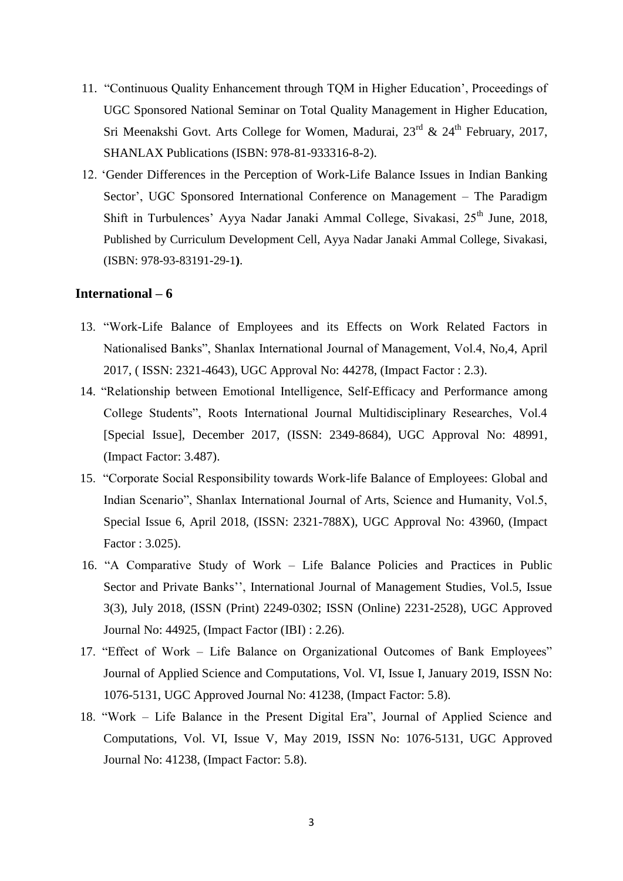11. "Continuous Quality Enhancement through TQM in Higher Education', Proceedings of UGC Sponsored National Seminar on Total Quality Management in Higher Education, Sri Meenakshi Govt. Arts College for Women, Madurai, 23rd & 24th February, 2017, SHANLAX Publications (ISBN: 978-81-933316-8-2).
12. 'Gender Differences in the Perception of Work-Life Balance Issues in Indian Banking Sector', UGC Sponsored International Conference on Management – The Paradigm Shift in Turbulences' Ayya Nadar Janaki Ammal College, Sivakasi, 25th June, 2018, Published by Curriculum Development Cell, Ayya Nadar Janaki Ammal College, Sivakasi, (ISBN: 978-93-83191-29-1).

**International – 6**

13. "Work-Life Balance of Employees and its Effects on Work Related Factors in Nationalised Banks", Shanlax International Journal of Management, Vol.4, No,4, April 2017, ( ISSN: 2321-4643), UGC Approval No: 44278, (Impact Factor : 2.3).
14. "Relationship between Emotional Intelligence, Self-Efficacy and Performance among College Students", Roots International Journal Multidisciplinary Researches, Vol.4 [Special Issue], December 2017, (ISSN: 2349-8684), UGC Approval No: 48991, (Impact Factor: 3.487).
15. "Corporate Social Responsibility towards Work-life Balance of Employees: Global and Indian Scenario", Shanlax International Journal of Arts, Science and Humanity, Vol.5, Special Issue 6, April 2018, (ISSN: 2321-788X), UGC Approval No: 43960, (Impact Factor : 3.025).
16. "A Comparative Study of Work – Life Balance Policies and Practices in Public Sector and Private Banks'', International Journal of Management Studies, Vol.5, Issue 3(3), July 2018, (ISSN (Print) 2249-0302; ISSN (Online) 2231-2528), UGC Approved Journal No: 44925, (Impact Factor (IBI) : 2.26).
17. "Effect of Work – Life Balance on Organizational Outcomes of Bank Employees" Journal of Applied Science and Computations, Vol. VI, Issue I, January 2019, ISSN No: 1076-5131, UGC Approved Journal No: 41238, (Impact Factor: 5.8).
18. "Work – Life Balance in the Present Digital Era", Journal of Applied Science and Computations, Vol. VI, Issue V, May 2019, ISSN No: 1076-5131, UGC Approved Journal No: 41238, (Impact Factor: 5.8).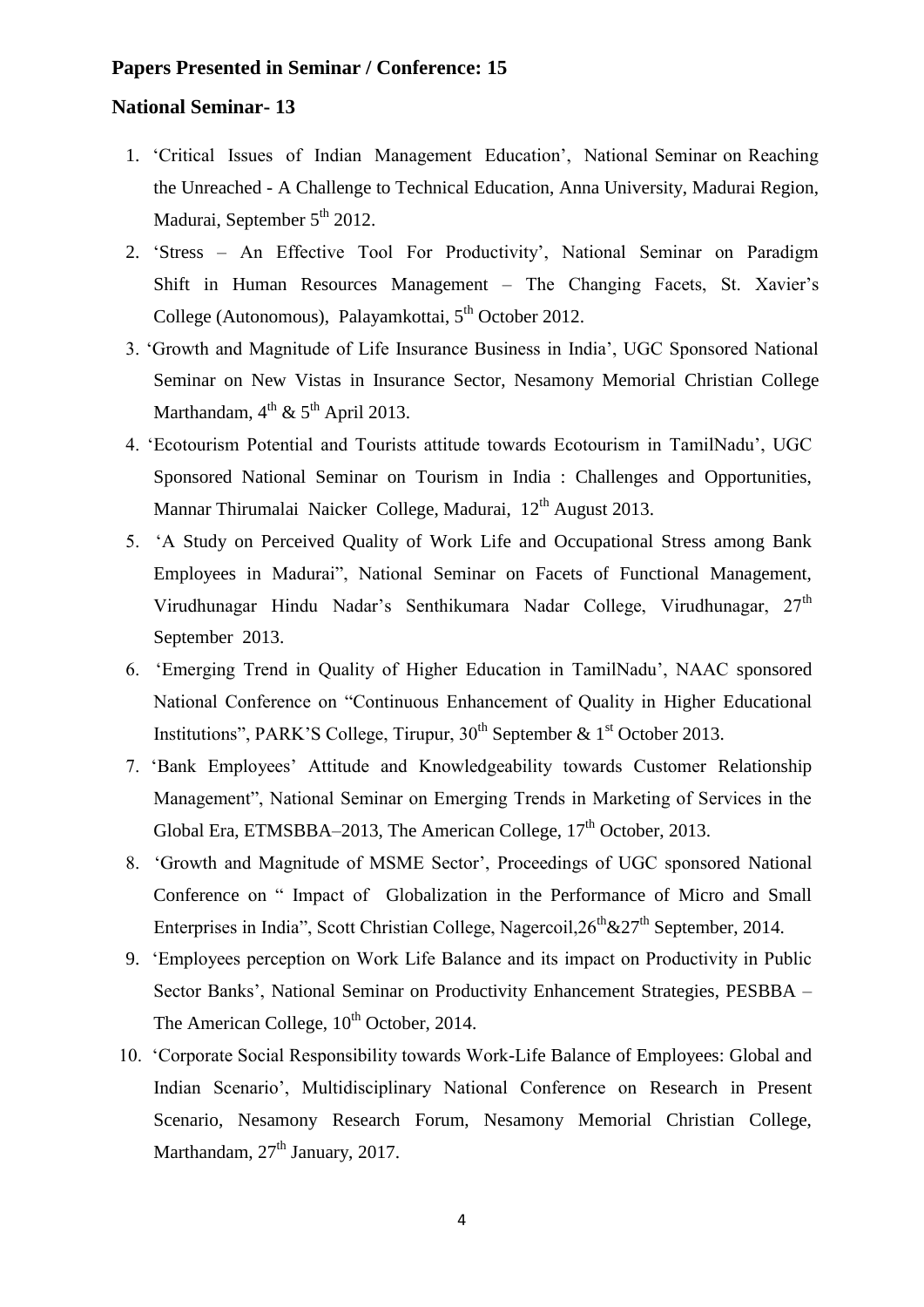**Papers Presented in Seminar / Conference: 15**

**National Seminar- 13**

1. 'Critical Issues of Indian Management Education', National Seminar on Reaching the Unreached - A Challenge to Technical Education, Anna University, Madurai Region, Madurai, September 5th 2012.
2. 'Stress – An Effective Tool For Productivity', National Seminar on Paradigm Shift in Human Resources Management – The Changing Facets, St. Xavier's College (Autonomous), Palayamkottai, 5th October 2012.
3. 'Growth and Magnitude of Life Insurance Business in India', UGC Sponsored National Seminar on New Vistas in Insurance Sector, Nesamony Memorial Christian College Marthandam, 4th & 5th April 2013.
4. 'Ecotourism Potential and Tourists attitude towards Ecotourism in TamilNadu', UGC Sponsored National Seminar on Tourism in India : Challenges and Opportunities, Mannar Thirumalai Naicker College, Madurai, 12th August 2013.
5. 'A Study on Perceived Quality of Work Life and Occupational Stress among Bank Employees in Madurai", National Seminar on Facets of Functional Management, Virudhunagar Hindu Nadar's Senthikumara Nadar College, Virudhunagar, 27th September 2013.
6. 'Emerging Trend in Quality of Higher Education in TamilNadu', NAAC sponsored National Conference on "Continuous Enhancement of Quality in Higher Educational Institutions", PARK'S College, Tirupur, 30th September & 1st October 2013.
7. 'Bank Employees' Attitude and Knowledgeability towards Customer Relationship Management", National Seminar on Emerging Trends in Marketing of Services in the Global Era, ETMSBBA–2013, The American College, 17th October, 2013.
8. 'Growth and Magnitude of MSME Sector', Proceedings of UGC sponsored National Conference on " Impact of Globalization in the Performance of Micro and Small Enterprises in India", Scott Christian College, Nagercoil,26th&27th September, 2014.
9. 'Employees perception on Work Life Balance and its impact on Productivity in Public Sector Banks', National Seminar on Productivity Enhancement Strategies, PESBBA – The American College, 10th October, 2014.
10. 'Corporate Social Responsibility towards Work-Life Balance of Employees: Global and Indian Scenario', Multidisciplinary National Conference on Research in Present Scenario, Nesamony Research Forum, Nesamony Memorial Christian College, Marthandam, 27th January, 2017.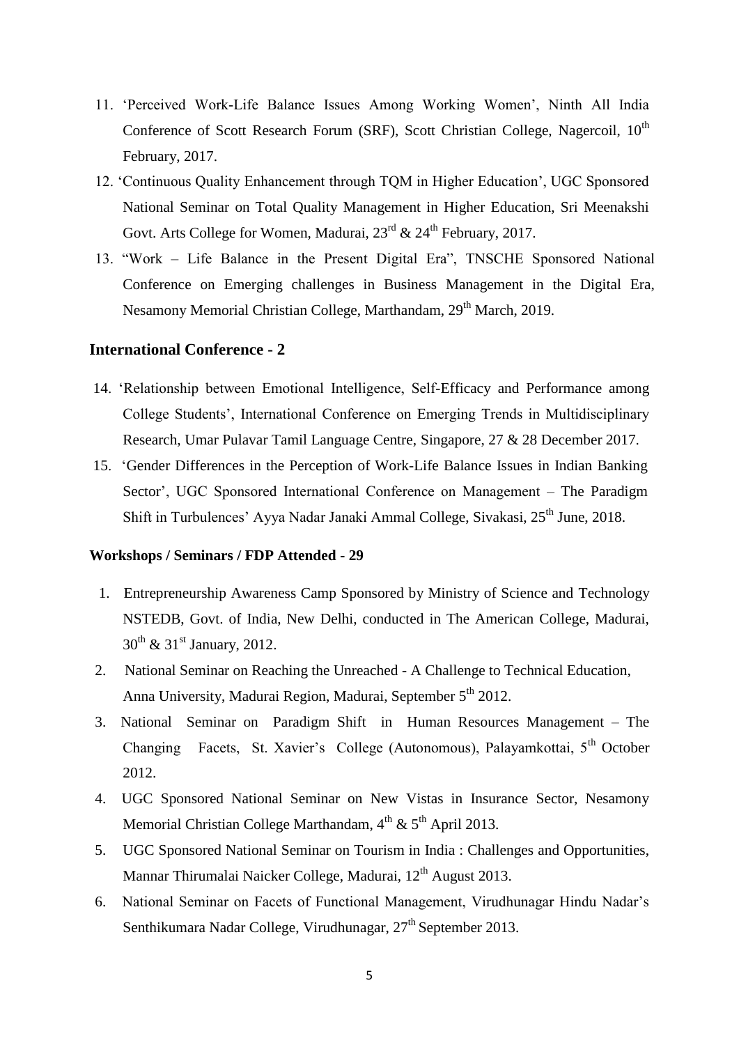11. 'Perceived Work-Life Balance Issues Among Working Women', Ninth All India Conference of Scott Research Forum (SRF), Scott Christian College, Nagercoil, 10th February, 2017.
12. 'Continuous Quality Enhancement through TQM in Higher Education', UGC Sponsored National Seminar on Total Quality Management in Higher Education, Sri Meenakshi Govt. Arts College for Women, Madurai, 23rd & 24th February, 2017.
13. "Work – Life Balance in the Present Digital Era", TNSCHE Sponsored National Conference on Emerging challenges in Business Management in the Digital Era, Nesamony Memorial Christian College, Marthandam, 29th March, 2019.

### International Conference - 2

14. 'Relationship between Emotional Intelligence, Self-Efficacy and Performance among College Students', International Conference on Emerging Trends in Multidisciplinary Research, Umar Pulavar Tamil Language Centre, Singapore, 27 & 28 December 2017.
15. 'Gender Differences in the Perception of Work-Life Balance Issues in Indian Banking Sector', UGC Sponsored International Conference on Management – The Paradigm Shift in Turbulences' Ayya Nadar Janaki Ammal College, Sivakasi, 25th June, 2018.

**Workshops / Seminars / FDP Attended - 29**

1. Entrepreneurship Awareness Camp Sponsored by Ministry of Science and Technology NSTEDB, Govt. of India, New Delhi, conducted in The American College, Madurai, 30th & 31st January, 2012.
2. National Seminar on Reaching the Unreached - A Challenge to Technical Education, Anna University, Madurai Region, Madurai, September 5th 2012.
3. National Seminar on Paradigm Shift in Human Resources Management – The Changing Facets, St. Xavier's College (Autonomous), Palayamkottai, 5th October 2012.
4. UGC Sponsored National Seminar on New Vistas in Insurance Sector, Nesamony Memorial Christian College Marthandam, 4th & 5th April 2013.
5. UGC Sponsored National Seminar on Tourism in India : Challenges and Opportunities, Mannar Thirumalai Naicker College, Madurai, 12th August 2013.
6. National Seminar on Facets of Functional Management, Virudhunagar Hindu Nadar's Senthikumara Nadar College, Virudhunagar, 27th September 2013.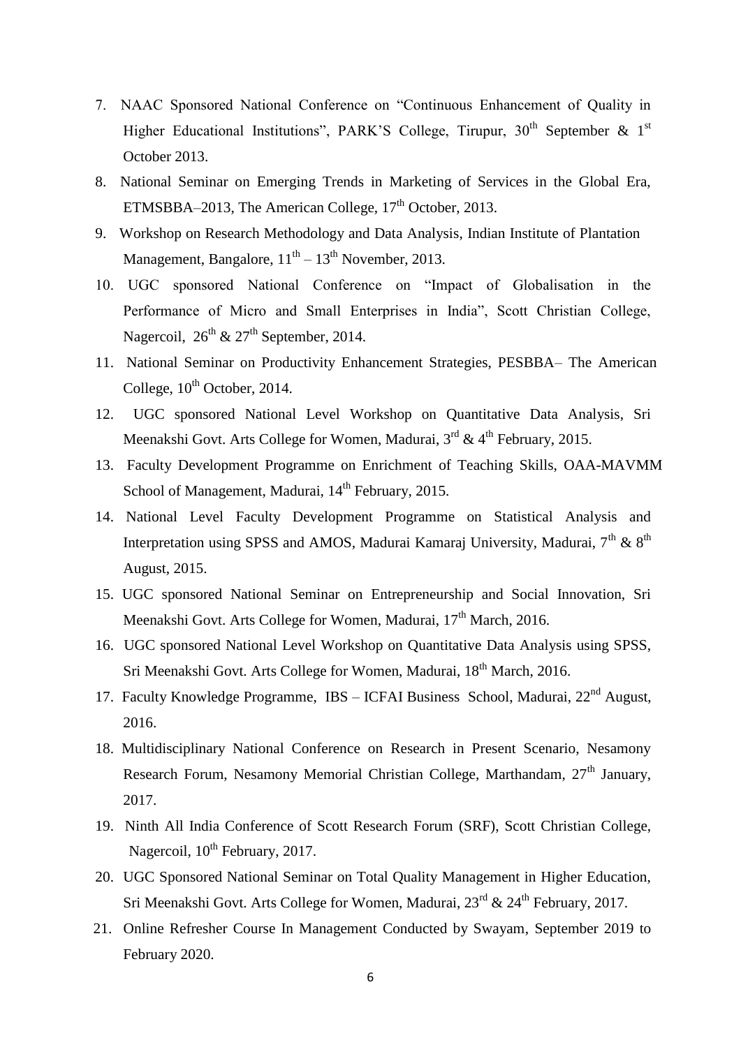7. NAAC Sponsored National Conference on "Continuous Enhancement of Quality in Higher Educational Institutions", PARK'S College, Tirupur, 30th September & 1st October 2013.
8. National Seminar on Emerging Trends in Marketing of Services in the Global Era, ETMSBBA–2013, The American College, 17th October, 2013.
9. Workshop on Research Methodology and Data Analysis, Indian Institute of Plantation Management, Bangalore, 11th – 13th November, 2013.
10. UGC sponsored National Conference on "Impact of Globalisation in the Performance of Micro and Small Enterprises in India", Scott Christian College, Nagercoil, 26th & 27th September, 2014.
11. National Seminar on Productivity Enhancement Strategies, PESBBA– The American College, 10th October, 2014.
12. UGC sponsored National Level Workshop on Quantitative Data Analysis, Sri Meenakshi Govt. Arts College for Women, Madurai, 3rd & 4th February, 2015.
13. Faculty Development Programme on Enrichment of Teaching Skills, OAA-MAVMM School of Management, Madurai, 14th February, 2015.
14. National Level Faculty Development Programme on Statistical Analysis and Interpretation using SPSS and AMOS, Madurai Kamaraj University, Madurai, 7th & 8th August, 2015.
15. UGC sponsored National Seminar on Entrepreneurship and Social Innovation, Sri Meenakshi Govt. Arts College for Women, Madurai, 17th March, 2016.
16. UGC sponsored National Level Workshop on Quantitative Data Analysis using SPSS, Sri Meenakshi Govt. Arts College for Women, Madurai, 18th March, 2016.
17. Faculty Knowledge Programme, IBS – ICFAI Business School, Madurai, 22nd August, 2016.
18. Multidisciplinary National Conference on Research in Present Scenario, Nesamony Research Forum, Nesamony Memorial Christian College, Marthandam, 27th January, 2017.
19. Ninth All India Conference of Scott Research Forum (SRF), Scott Christian College, Nagercoil, 10th February, 2017.
20. UGC Sponsored National Seminar on Total Quality Management in Higher Education, Sri Meenakshi Govt. Arts College for Women, Madurai, 23rd & 24th February, 2017.
21. Online Refresher Course In Management Conducted by Swayam, September 2019 to February 2020.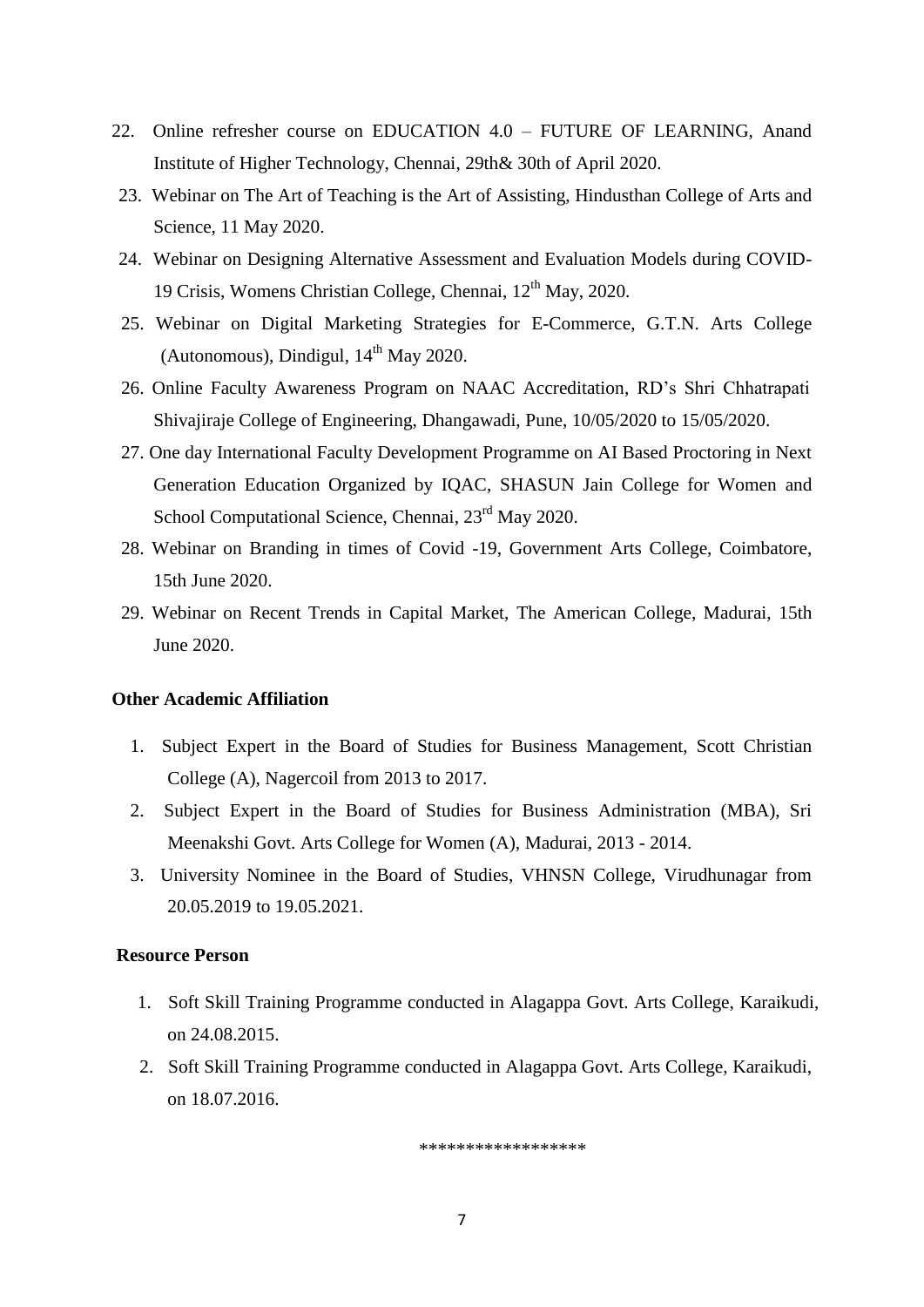22. Online refresher course on EDUCATION 4.0 – FUTURE OF LEARNING, Anand Institute of Higher Technology, Chennai, 29th& 30th of April 2020.
23. Webinar on The Art of Teaching is the Art of Assisting, Hindusthan College of Arts and Science, 11 May 2020.
24. Webinar on Designing Alternative Assessment and Evaluation Models during COVID-19 Crisis, Womens Christian College, Chennai, 12th May, 2020.
25. Webinar on Digital Marketing Strategies for E-Commerce, G.T.N. Arts College (Autonomous), Dindigul, 14th May 2020.
26. Online Faculty Awareness Program on NAAC Accreditation, RD's Shri Chhatrapati Shivajiraje College of Engineering, Dhangawadi, Pune, 10/05/2020 to 15/05/2020.
27. One day International Faculty Development Programme on AI Based Proctoring in Next Generation Education Organized by IQAC, SHASUN Jain College for Women and School Computational Science, Chennai, 23rd May 2020.
28. Webinar on Branding in times of Covid -19, Government Arts College, Coimbatore, 15th June 2020.
29. Webinar on Recent Trends in Capital Market, The American College, Madurai, 15th June 2020.

**Other Academic Affiliation**

1. Subject Expert in the Board of Studies for Business Management, Scott Christian College (A), Nagercoil from 2013 to 2017.
2. Subject Expert in the Board of Studies for Business Administration (MBA), Sri Meenakshi Govt. Arts College for Women (A), Madurai, 2013 - 2014.
3. University Nominee in the Board of Studies, VHNSN College, Virudhunagar from 20.05.2019 to 19.05.2021.

**Resource Person**

1. Soft Skill Training Programme conducted in Alagappa Govt. Arts College, Karaikudi, on 24.08.2015.
2. Soft Skill Training Programme conducted in Alagappa Govt. Arts College, Karaikudi, on 18.07.2016.

*****************